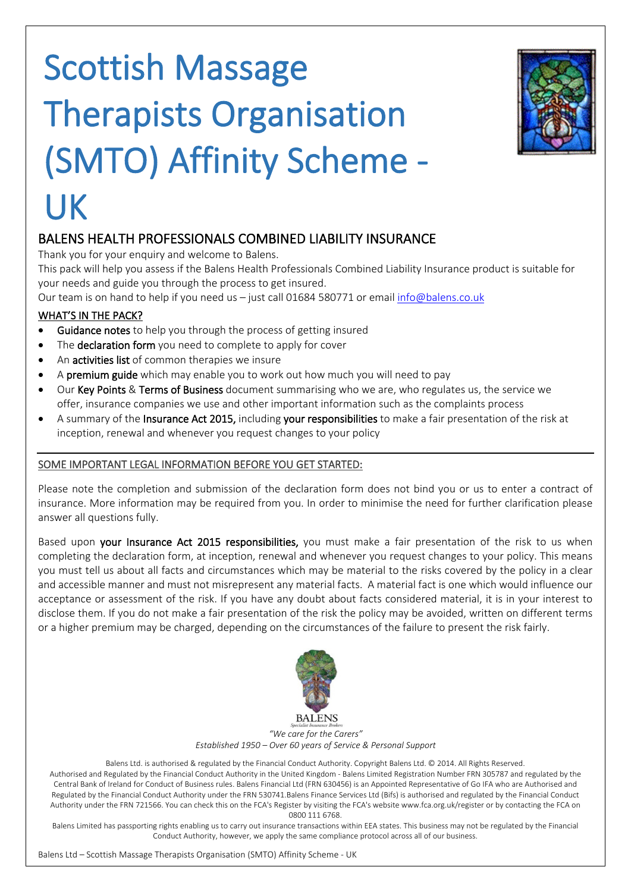# Scottish Massage Therapists Organisation (SMTO) Affinity Scheme - UK

## BALENS HEALTH PROFESSIONALS COMBINED LIABILITY INSURANCE

Thank you for your enquiry and welcome to Balens.

This pack will help you assess if the Balens Health Professionals Combined Liability Insurance product is suitable for your needs and guide you through the process to get insured.

Our team is on hand to help if you need us – just call 01684 580771 or email info@balens.co.uk

### WHAT'S IN THE PACK?

- **Guidance notes** to help you through the process of getting insured
- The **declaration form** you need to complete to apply for cover
- An **activities list** of common therapies we insure
- A **premium guide** which may enable you to work out how much you will need to pay
- Our **Key Points** & **Terms of Business** document summarising who we are, who regulates us, the service we offer, insurance companies we use and other important information such as the complaints process
- A summary of the **Insurance Act 2015,** including **your responsibilities** to make a fair presentation of the risk at inception, renewal and whenever you request changes to your policy

### SOME IMPORTANT LEGAL INFORMATION BEFORE YOU GET STARTED:

Please note the completion and submission of the declaration form does not bind you or us to enter a contract of insurance. More information may be required from you. In order to minimise the need for further clarification please answer all questions fully.

Based upon **your Insurance Act 2015 responsibilities,** you must make a fair presentation of the risk to us when completing the declaration form, at inception, renewal and whenever you request changes to your policy. This means you must tell us about all facts and circumstances which may be material to the risks covered by the policy in a clear and accessible manner and must not misrepresent any material facts. A material fact is one which would influence our acceptance or assessment of the risk. If you have any doubt about facts considered material, it is in your interest to disclose them. If you do not make a fair presentation of the risk the policy may be avoided, written on different terms or a higher premium may be charged, depending on the circumstances of the failure to present the risk fairly.

BALENS
Specialist Insurance Brokers

*"We care for the Carers"*

*Established 1950 – Over 60 years of Service & Personal Support*

Balens Ltd. is authorised & regulated by the Financial Conduct Authority. Copyright Balens Ltd. © 2014. All Rights Reserved.
Authorised and Regulated by the Financial Conduct Authority in the United Kingdom - Balens Limited Registration Number FRN 305787 and regulated by the Central Bank of Ireland for Conduct of Business rules. Balens Financial Ltd (FRN 630456) is an Appointed Representative of Go IFA who are Authorised and Regulated by the Financial Conduct Authority under the FRN 530741.Balens Finance Services Ltd (Bifs) is authorised and regulated by the Financial Conduct Authority under the FRN 721566. You can check this on the FCA's Register by visiting the FCA's website www.fca.org.uk/register or by contacting the FCA on 0800 111 6768.
Balens Limited has passporting rights enabling us to carry out insurance transactions within EEA states. This business may not be regulated by the Financial Conduct Authority, however, we apply the same compliance protocol across all of our business.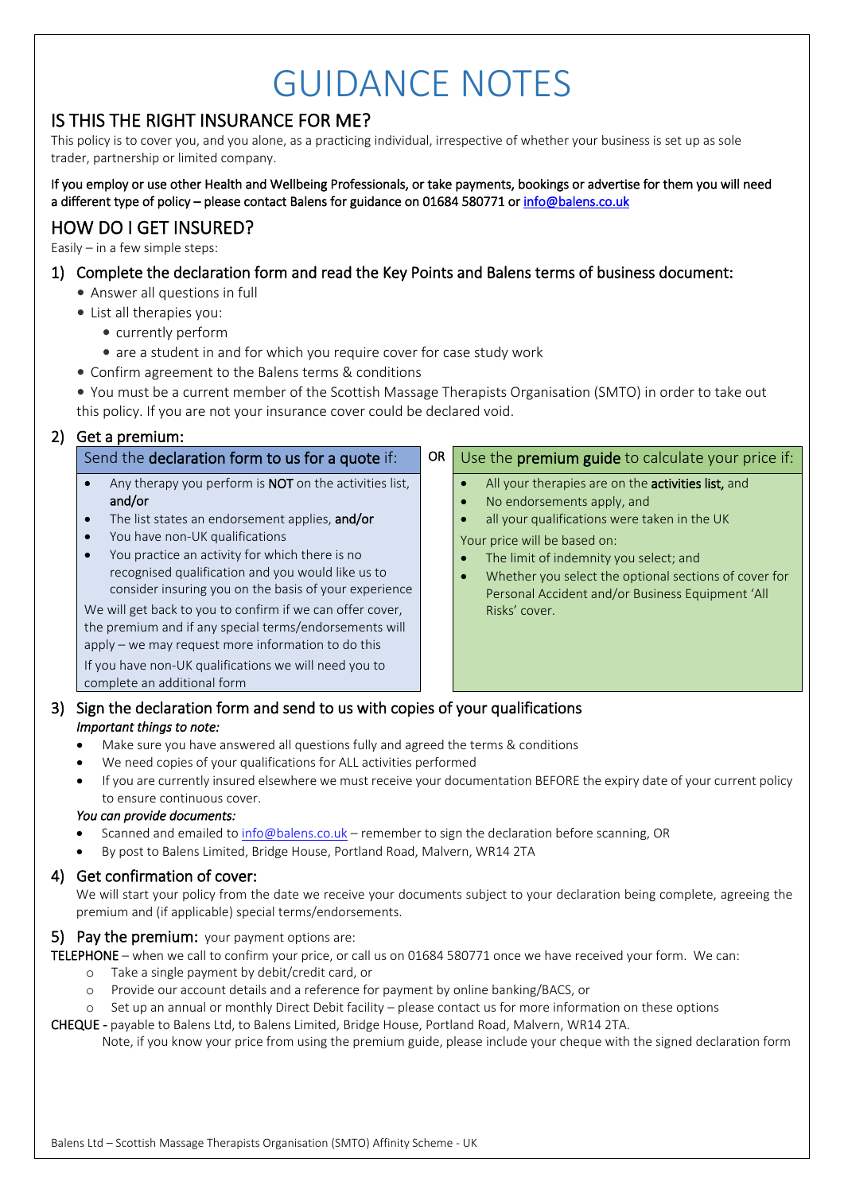# GUIDANCE NOTES

## IS THIS THE RIGHT INSURANCE FOR ME?

This policy is to cover you, and you alone, as a practicing individual, irrespective of whether your business is set up as sole trader, partnership or limited company.

If you employ or use other Health and Wellbeing Professionals, or take payments, bookings or advertise for them you will need a different type of policy – please contact Balens for guidance on 01684 580771 or info@balens.co.uk

## HOW DO I GET INSURED?

Easily – in a few simple steps:

### 1) Complete the declaration form and read the Key Points and Balens terms of business document:

- Answer all questions in full
- List all therapies you:
  - currently perform
  - are a student in and for which you require cover for case study work
- Confirm agreement to the Balens terms & conditions
- You must be a current member of the Scottish Massage Therapists Organisation (SMTO) in order to take out this policy. If you are not your insurance cover could be declared void.

### 2) Get a premium:

| Send the **declaration form to us for a quote** if: | OR | Use the **premium guide** to calculate your price if: |
|---|---|---|
| • Any therapy you perform is **NOT** on the activities list, **and/or**<br>• The list states an endorsement applies, **and/or**<br>• You have non-UK qualifications<br>• You practice an activity for which there is no recognised qualification and you would like us to consider insuring you on the basis of your experience<br>We will get back to you to confirm if we can offer cover, the premium and if any special terms/endorsements will apply – we may request more information to do this<br>If you have non-UK qualifications we will need you to complete an additional form | | • All your therapies are on the **activities list,** and<br>• No endorsements apply, and<br>• all your qualifications were taken in the UK<br>Your price will be based on:<br>• The limit of indemnity you select; and<br>• Whether you select the optional sections of cover for Personal Accident and/or Business Equipment 'All Risks' cover. |

### 3) Sign the declaration form and send to us with copies of your qualifications

*Important things to note:*

- Make sure you have answered all questions fully and agreed the terms & conditions
- We need copies of your qualifications for ALL activities performed
- If you are currently insured elsewhere we must receive your documentation BEFORE the expiry date of your current policy to ensure continuous cover.

*You can provide documents:*

- Scanned and emailed to info@balens.co.uk – remember to sign the declaration before scanning, OR
- By post to Balens Limited, Bridge House, Portland Road, Malvern, WR14 2TA

### 4) Get confirmation of cover:

We will start your policy from the date we receive your documents subject to your declaration being complete, agreeing the premium and (if applicable) special terms/endorsements.

### 5) Pay the premium: your payment options are:

TELEPHONE – when we call to confirm your price, or call us on 01684 580771 once we have received your form. We can:

- Take a single payment by debit/credit card, or
- Provide our account details and a reference for payment by online banking/BACS, or
- Set up an annual or monthly Direct Debit facility – please contact us for more information on these options

CHEQUE - payable to Balens Ltd, to Balens Limited, Bridge House, Portland Road, Malvern, WR14 2TA.

Note, if you know your price from using the premium guide, please include your cheque with the signed declaration form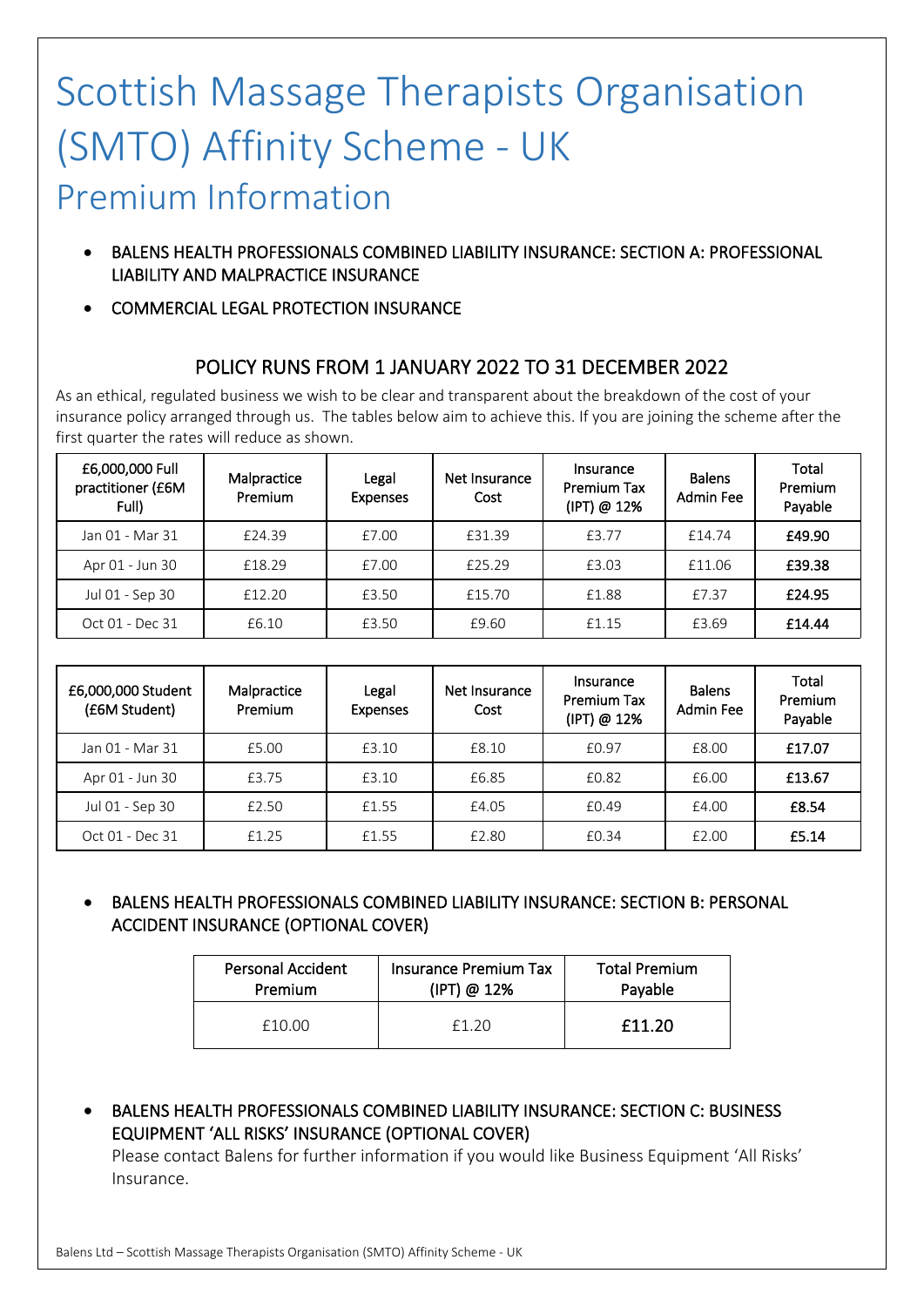# Scottish Massage Therapists Organisation (SMTO) Affinity Scheme - UK

## Premium Information

- BALENS HEALTH PROFESSIONALS COMBINED LIABILITY INSURANCE: SECTION A: PROFESSIONAL LIABILITY AND MALPRACTICE INSURANCE
- COMMERCIAL LEGAL PROTECTION INSURANCE

### POLICY RUNS FROM 1 JANUARY 2022 TO 31 DECEMBER 2022

As an ethical, regulated business we wish to be clear and transparent about the breakdown of the cost of your insurance policy arranged through us. The tables below aim to achieve this. If you are joining the scheme after the first quarter the rates will reduce as shown.

| £6,000,000 Full practitioner (£6M Full) | Malpractice Premium | Legal Expenses | Net Insurance Cost | Insurance Premium Tax (IPT) @ 12% | Balens Admin Fee | Total Premium Payable |
|---|---|---|---|---|---|---|
| Jan 01 - Mar 31 | £24.39 | £7.00 | £31.39 | £3.77 | £14.74 | **£49.90** |
| Apr 01 - Jun 30 | £18.29 | £7.00 | £25.29 | £3.03 | £11.06 | **£39.38** |
| Jul 01 - Sep 30 | £12.20 | £3.50 | £15.70 | £1.88 | £7.37 | **£24.95** |
| Oct 01 - Dec 31 | £6.10 | £3.50 | £9.60 | £1.15 | £3.69 | **£14.44** |

| £6,000,000 Student (£6M Student) | Malpractice Premium | Legal Expenses | Net Insurance Cost | Insurance Premium Tax (IPT) @ 12% | Balens Admin Fee | Total Premium Payable |
|---|---|---|---|---|---|---|
| Jan 01 - Mar 31 | £5.00 | £3.10 | £8.10 | £0.97 | £8.00 | **£17.07** |
| Apr 01 - Jun 30 | £3.75 | £3.10 | £6.85 | £0.82 | £6.00 | **£13.67** |
| Jul 01 - Sep 30 | £2.50 | £1.55 | £4.05 | £0.49 | £4.00 | **£8.54** |
| Oct 01 - Dec 31 | £1.25 | £1.55 | £2.80 | £0.34 | £2.00 | **£5.14** |

- BALENS HEALTH PROFESSIONALS COMBINED LIABILITY INSURANCE: SECTION B: PERSONAL ACCIDENT INSURANCE (OPTIONAL COVER)

| Personal Accident Premium | Insurance Premium Tax (IPT) @ 12% | Total Premium Payable |
|---|---|---|
| £10.00 | £1.20 | **£11.20** |

- BALENS HEALTH PROFESSIONALS COMBINED LIABILITY INSURANCE: SECTION C: BUSINESS EQUIPMENT 'ALL RISKS' INSURANCE (OPTIONAL COVER)
  Please contact Balens for further information if you would like Business Equipment 'All Risks' Insurance.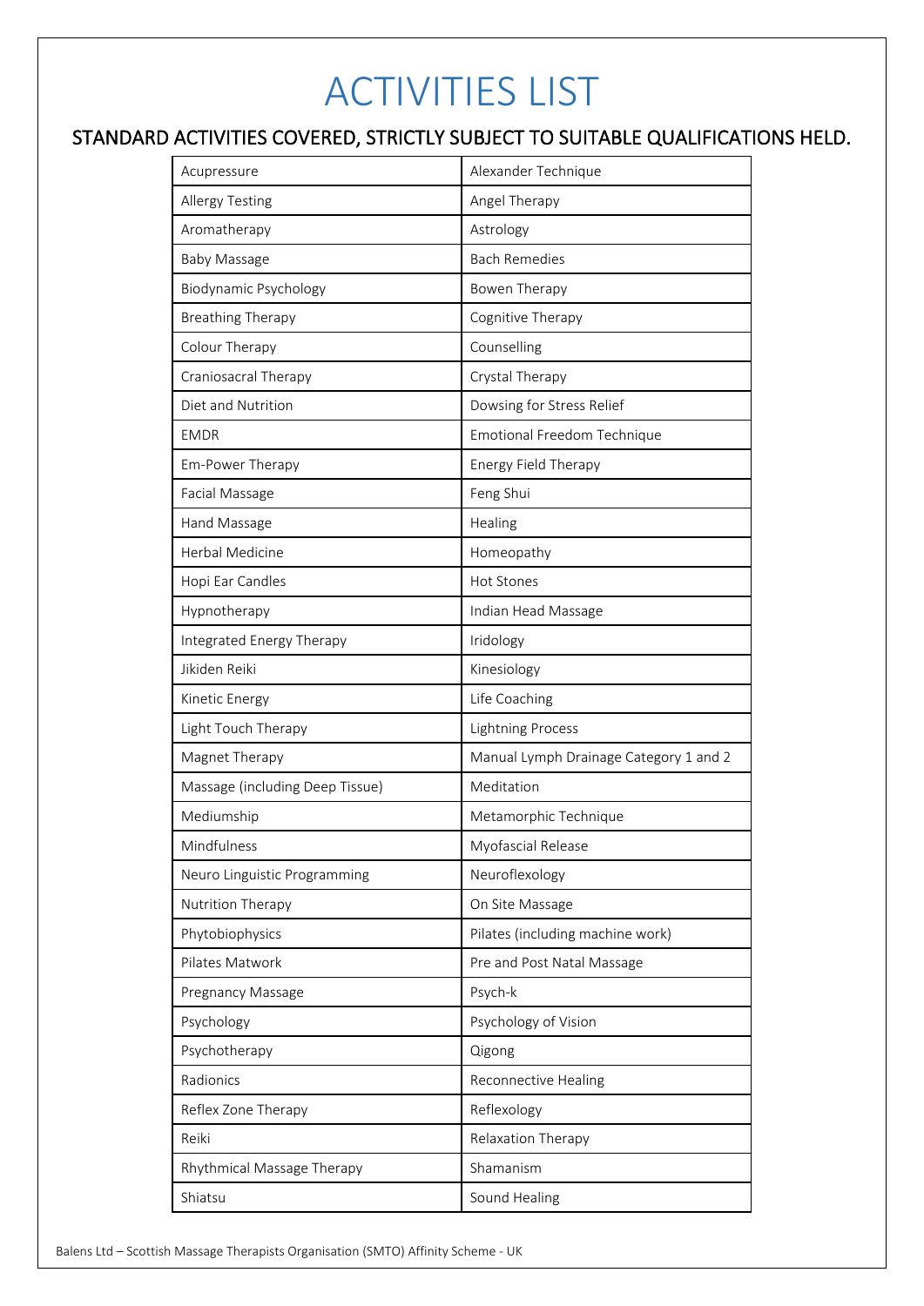# ACTIVITIES LIST

## STANDARD ACTIVITIES COVERED, STRICTLY SUBJECT TO SUITABLE QUALIFICATIONS HELD.

| | |
|---|---|
| Acupressure | Alexander Technique |
| Allergy Testing | Angel Therapy |
| Aromatherapy | Astrology |
| Baby Massage | Bach Remedies |
| Biodynamic Psychology | Bowen Therapy |
| Breathing Therapy | Cognitive Therapy |
| Colour Therapy | Counselling |
| Craniosacral Therapy | Crystal Therapy |
| Diet and Nutrition | Dowsing for Stress Relief |
| EMDR | Emotional Freedom Technique |
| Em-Power Therapy | Energy Field Therapy |
| Facial Massage | Feng Shui |
| Hand Massage | Healing |
| Herbal Medicine | Homeopathy |
| Hopi Ear Candles | Hot Stones |
| Hypnotherapy | Indian Head Massage |
| Integrated Energy Therapy | Iridology |
| Jikiden Reiki | Kinesiology |
| Kinetic Energy | Life Coaching |
| Light Touch Therapy | Lightning Process |
| Magnet Therapy | Manual Lymph Drainage Category 1 and 2 |
| Massage (including Deep Tissue) | Meditation |
| Mediumship | Metamorphic Technique |
| Mindfulness | Myofascial Release |
| Neuro Linguistic Programming | Neuroflexology |
| Nutrition Therapy | On Site Massage |
| Phytobiophysics | Pilates (including machine work) |
| Pilates Matwork | Pre and Post Natal Massage |
| Pregnancy Massage | Psych-k |
| Psychology | Psychology of Vision |
| Psychotherapy | Qigong |
| Radionics | Reconnective Healing |
| Reflex Zone Therapy | Reflexology |
| Reiki | Relaxation Therapy |
| Rhythmical Massage Therapy | Shamanism |
| Shiatsu | Sound Healing |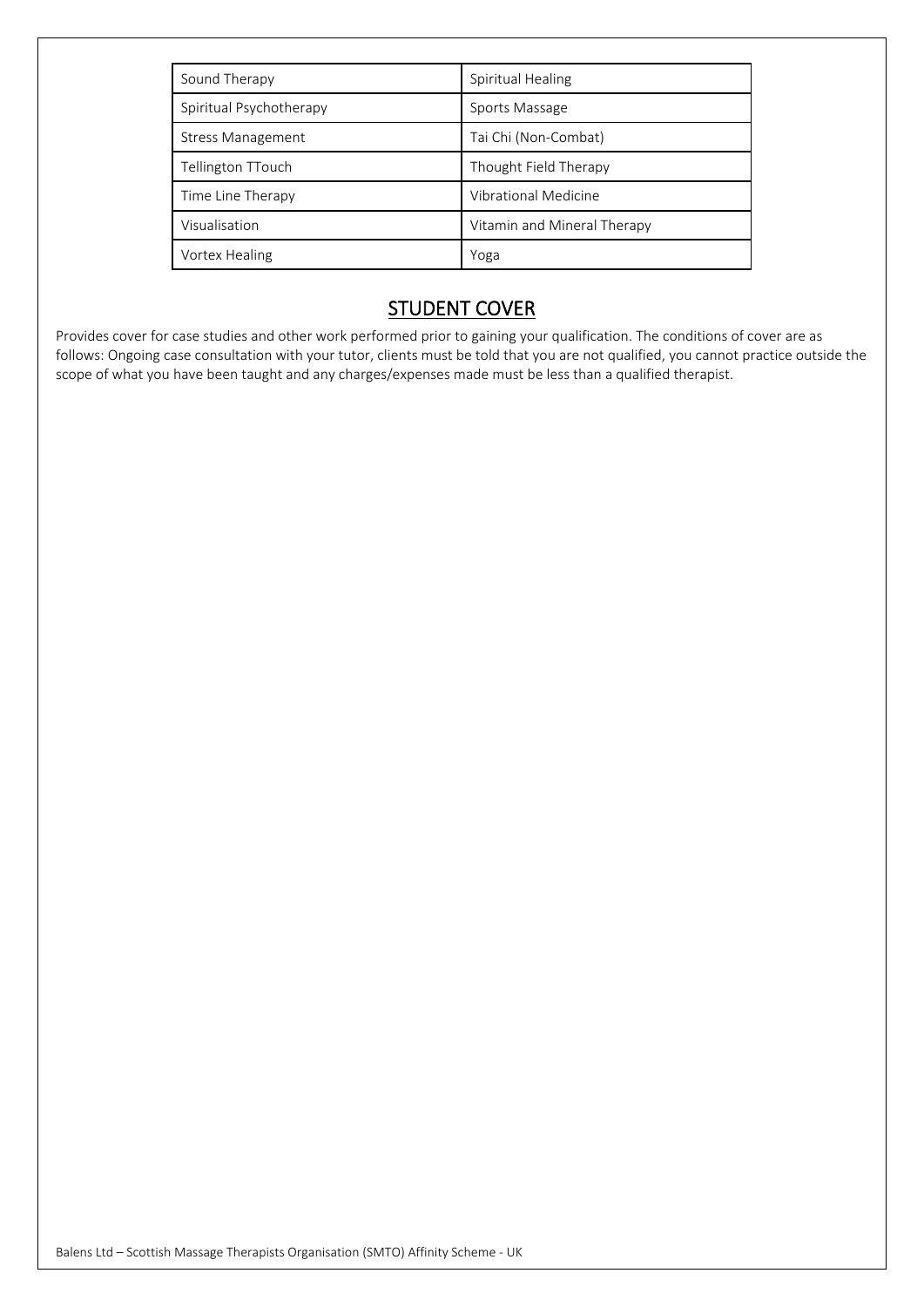| Sound Therapy | Spiritual Healing |
|---|---|
| Spiritual Psychotherapy | Sports Massage |
| Stress Management | Tai Chi (Non-Combat) |
| Tellington TTouch | Thought Field Therapy |
| Time Line Therapy | Vibrational Medicine |
| Visualisation | Vitamin and Mineral Therapy |
| Vortex Healing | Yoga |

## STUDENT COVER

Provides cover for case studies and other work performed prior to gaining your qualification. The conditions of cover are as follows: Ongoing case consultation with your tutor, clients must be told that you are not qualified, you cannot practice outside the scope of what you have been taught and any charges/expenses made must be less than a qualified therapist.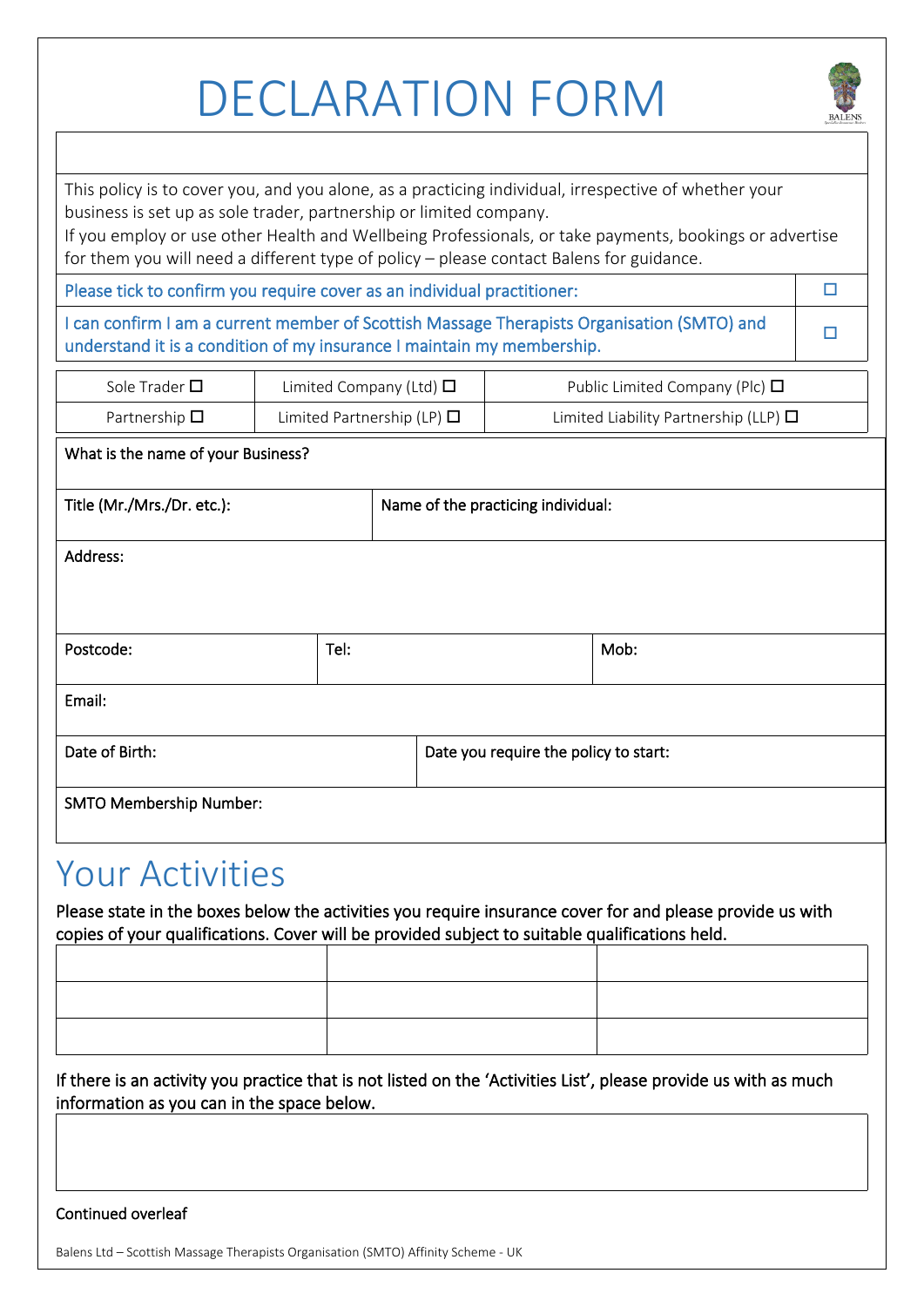# DECLARATION FORM

This policy is to cover you, and you alone, as a practicing individual, irrespective of whether your business is set up as sole trader, partnership or limited company.
If you employ or use other Health and Wellbeing Professionals, or take payments, bookings or advertise for them you will need a different type of policy – please contact Balens for guidance.

| | |
|---|---|
| Please tick to confirm you require cover as an individual practitioner: | ☐ |
| I can confirm I am a current member of Scottish Massage Therapists Organisation (SMTO) and understand it is a condition of my insurance I maintain my membership. | ☐ |

| | | |
|---|---|---|
| Sole Trader ☐ | Limited Company (Ltd) ☐ | Public Limited Company (Plc) ☐ |
| Partnership ☐ | Limited Partnership (LP) ☐ | Limited Liability Partnership (LLP) ☐ |

What is the name of your Business?

Title (Mr./Mrs./Dr. etc.):

Name of the practicing individual:

Address:

Postcode:

Tel:

Mob:

Email:

Date of Birth:

Date you require the policy to start:

SMTO Membership Number:

## Your Activities

Please state in the boxes below the activities you require insurance cover for and please provide us with copies of your qualifications. Cover will be provided subject to suitable qualifications held.

| | | |
|---|---|---|
| | | |
| | | |
| | | |

If there is an activity you practice that is not listed on the 'Activities List', please provide us with as much information as you can in the space below.

Continued overleaf

Balens Ltd – Scottish Massage Therapists Organisation (SMTO) Affinity Scheme - UK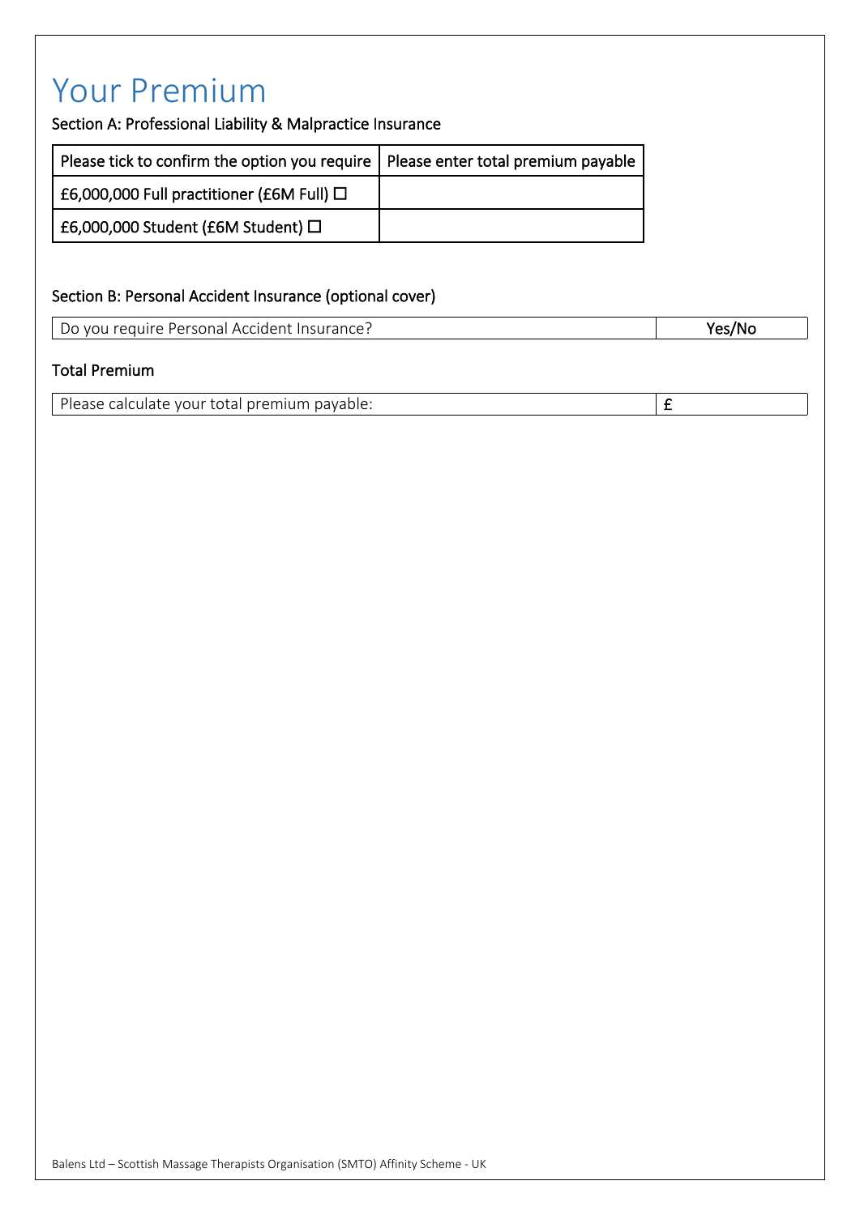# Your Premium

Section A: Professional Liability & Malpractice Insurance

| Please tick to confirm the option you require | Please enter total premium payable |
|---|---|
| £6,000,000 Full practitioner (£6M Full) ☐ | |
| £6,000,000 Student (£6M Student) ☐ | |

Section B: Personal Accident Insurance (optional cover)

| Do you require Personal Accident Insurance? | Yes/No |
|---|---|

Total Premium

| Please calculate your total premium payable: | £ |
|---|---|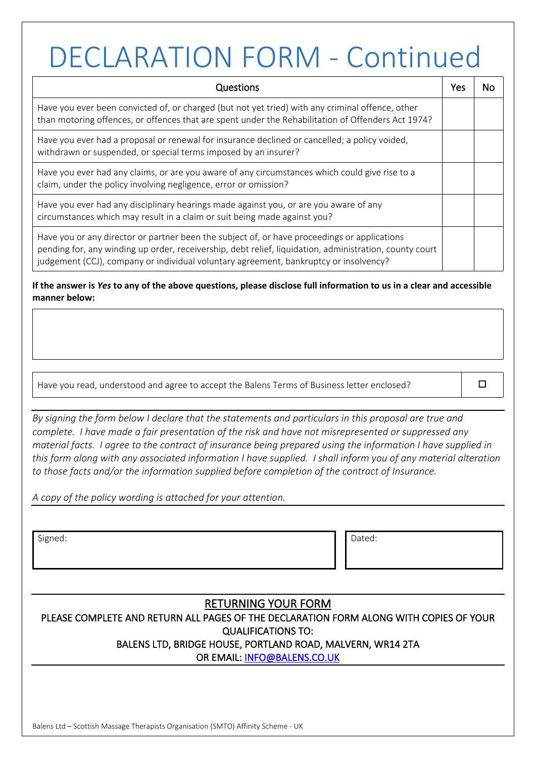# DECLARATION FORM - Continued

| Questions | Yes | No |
| --- | --- | --- |
| Have you ever been convicted of, or charged (but not yet tried) with any criminal offence, other than motoring offences, or offences that are spent under the Rehabilitation of Offenders Act 1974? | | |
| Have you ever had a proposal or renewal for insurance declined or cancelled; a policy voided, withdrawn or suspended, or special terms imposed by an insurer? | | |
| Have you ever had any claims, or are you aware of any circumstances which could give rise to a claim, under the policy involving negligence, error or omission? | | |
| Have you ever had any disciplinary hearings made against you, or are you aware of any circumstances which may result in a claim or suit being made against you? | | |
| Have you or any director or partner been the subject of, or have proceedings or applications pending for, any winding up order, receivership, debt relief, liquidation, administration, county court judgement (CCJ), company or individual voluntary agreement, bankruptcy or insolvency? | | |

**If the answer is *Yes* to any of the above questions, please disclose full information to us in a clear and accessible manner below:**

| |
| --- |
| |

| | |
| --- | --- |
| Have you read, understood and agree to accept the Balens Terms of Business letter enclosed? | ☐ |

*By signing the form below I declare that the statements and particulars in this proposal are true and complete. I have made a fair presentation of the risk and have not misrepresented or suppressed any material facts. I agree to the contract of insurance being prepared using the information I have supplied in this form along with any associated information I have supplied. I shall inform you of any material alteration to those facts and/or the information supplied before completion of the contract of Insurance.*

*A copy of the policy wording is attached for your attention.*

| | |
| --- | --- |
| Signed: | Dated: |

## RETURNING YOUR FORM

PLEASE COMPLETE AND RETURN ALL PAGES OF THE DECLARATION FORM ALONG WITH COPIES OF YOUR QUALIFICATIONS TO:

BALENS LTD, BRIDGE HOUSE, PORTLAND ROAD, MALVERN, WR14 2TA

OR EMAIL: INFO@BALENS.CO.UK